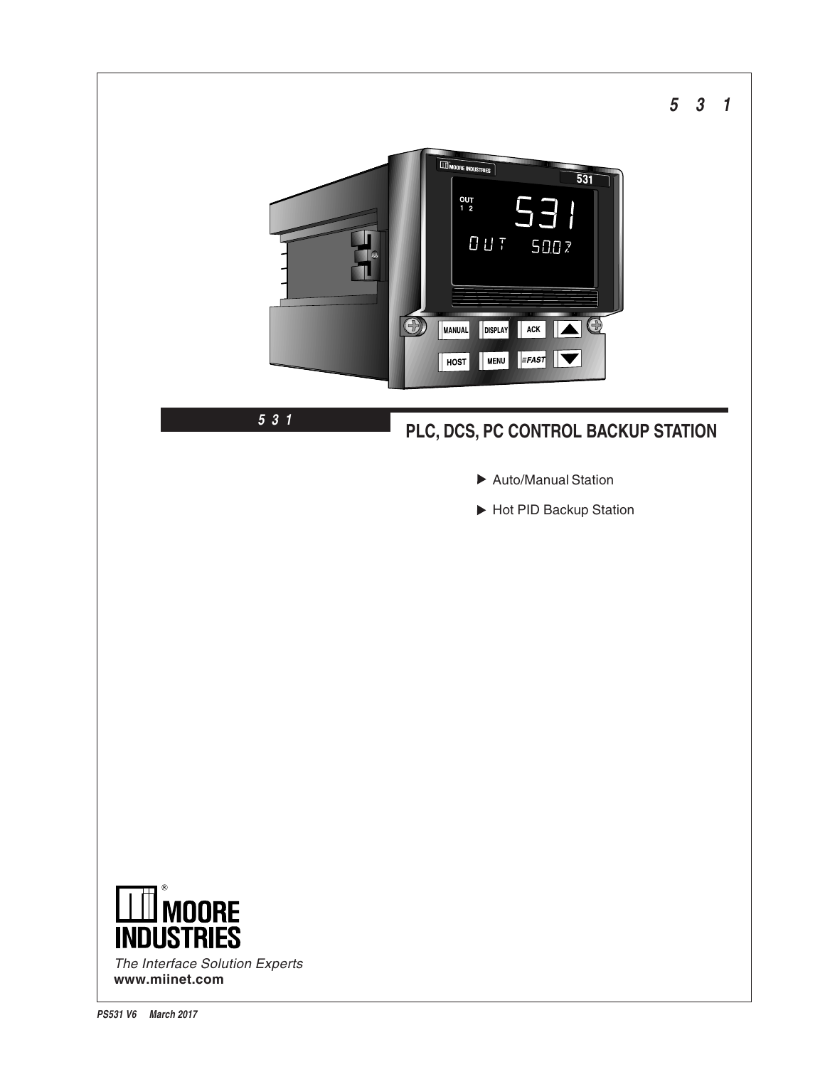# 5 3 1

**5 3 1**

## PLC, DCS, PC CONTROL BACKUP STATION

- ▶ Auto/Manual Station
- ▶ Hot PID Backup Station

MOORE INDUSTRIES

*The Interface Solution Experts*

**www.miinet.com**

*PS531 V6 March 2017*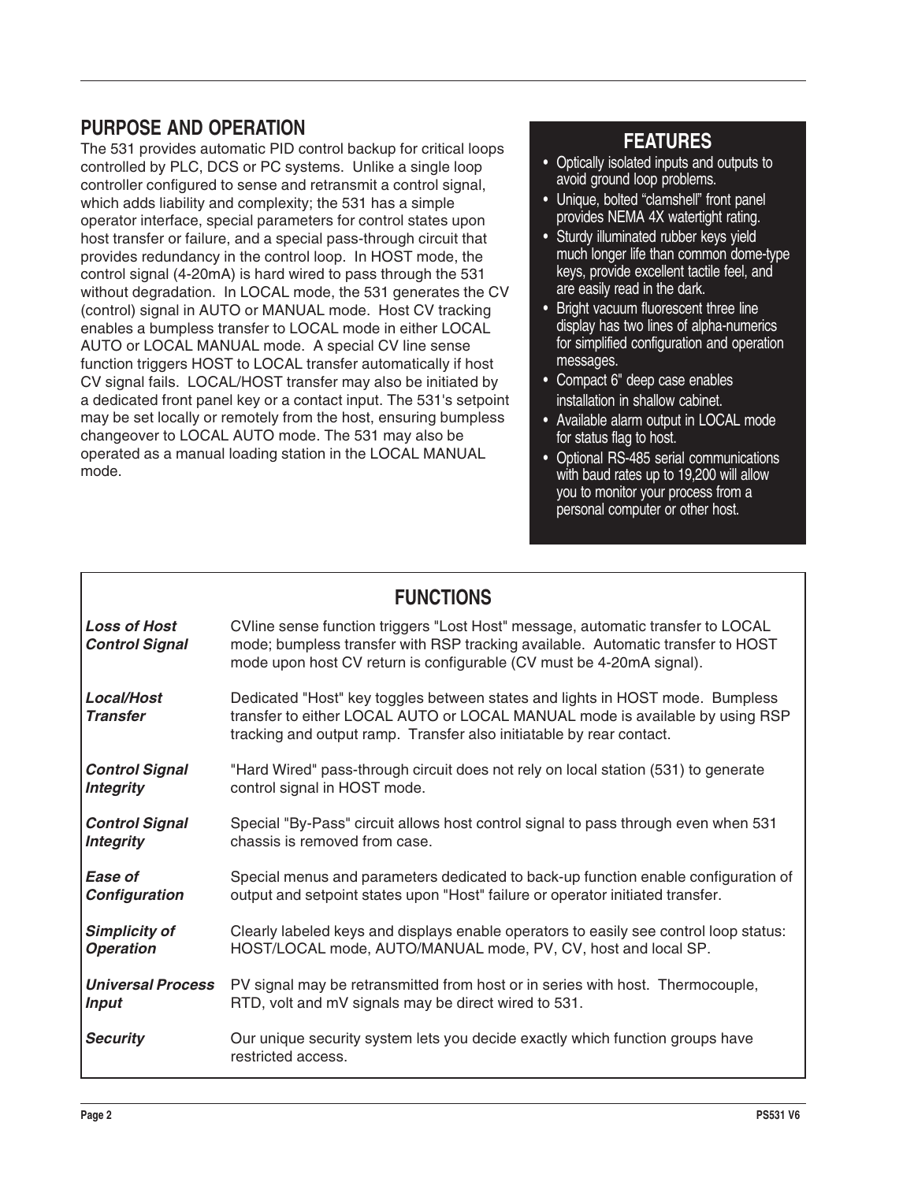## PURPOSE AND OPERATION

The 531 provides automatic PID control backup for critical loops controlled by PLC, DCS or PC systems. Unlike a single loop controller configured to sense and retransmit a control signal, which adds liability and complexity; the 531 has a simple operator interface, special parameters for control states upon host transfer or failure, and a special pass-through circuit that provides redundancy in the control loop. In HOST mode, the control signal (4-20mA) is hard wired to pass through the 531 without degradation. In LOCAL mode, the 531 generates the CV (control) signal in AUTO or MANUAL mode. Host CV tracking enables a bumpless transfer to LOCAL mode in either LOCAL AUTO or LOCAL MANUAL mode. A special CV line sense function triggers HOST to LOCAL transfer automatically if host CV signal fails. LOCAL/HOST transfer may also be initiated by a dedicated front panel key or a contact input. The 531's setpoint may be set locally or remotely from the host, ensuring bumpless changeover to LOCAL AUTO mode. The 531 may also be operated as a manual loading station in the LOCAL MANUAL mode.

## FEATURES

- Optically isolated inputs and outputs to avoid ground loop problems.
- Unique, bolted "clamshell" front panel provides NEMA 4X watertight rating.
- Sturdy illuminated rubber keys yield much longer life than common dome-type keys, provide excellent tactile feel, and are easily read in the dark.
- Bright vacuum fluorescent three line display has two lines of alpha-numerics for simplified configuration and operation messages.
- Compact 6" deep case enables installation in shallow cabinet.
- Available alarm output in LOCAL mode for status flag to host.
- Optional RS-485 serial communications with baud rates up to 19,200 will allow you to monitor your process from a personal computer or other host.

## FUNCTIONS

| | |
|---|---|
| ***Loss of Host Control Signal*** | CVline sense function triggers "Lost Host" message, automatic transfer to LOCAL mode; bumpless transfer with RSP tracking available. Automatic transfer to HOST mode upon host CV return is configurable (CV must be 4-20mA signal). |
| ***Local/Host Transfer*** | Dedicated "Host" key toggles between states and lights in HOST mode. Bumpless transfer to either LOCAL AUTO or LOCAL MANUAL mode is available by using RSP tracking and output ramp. Transfer also initiatable by rear contact. |
| ***Control Signal Integrity*** | "Hard Wired" pass-through circuit does not rely on local station (531) to generate control signal in HOST mode. |
| ***Control Signal Integrity*** | Special "By-Pass" circuit allows host control signal to pass through even when 531 chassis is removed from case. |
| ***Ease of Configuration*** | Special menus and parameters dedicated to back-up function enable configuration of output and setpoint states upon "Host" failure or operator initiated transfer. |
| ***Simplicity of Operation*** | Clearly labeled keys and displays enable operators to easily see control loop status: HOST/LOCAL mode, AUTO/MANUAL mode, PV, CV, host and local SP. |
| ***Universal Process Input*** | PV signal may be retransmitted from host or in series with host. Thermocouple, RTD, volt and mV signals may be direct wired to 531. |
| ***Security*** | Our unique security system lets you decide exactly which function groups have restricted access. |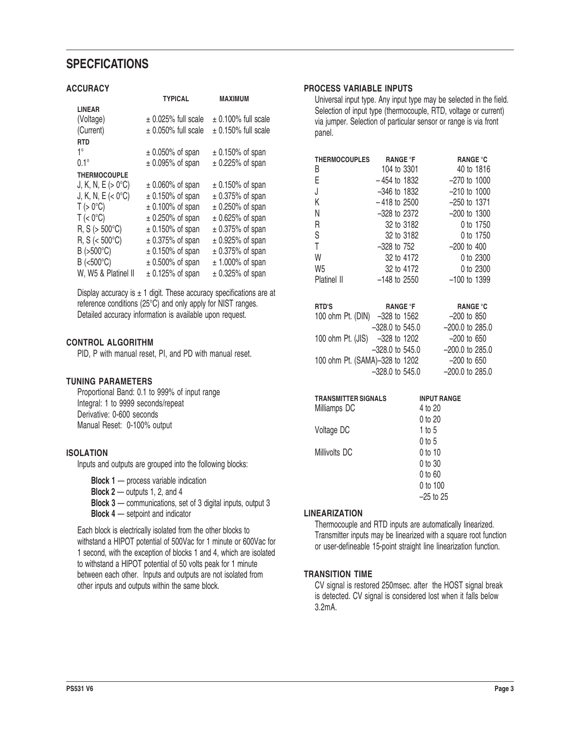# SPECFICATIONS

## ACCURACY

| | TYPICAL | MAXIMUM |
|---|---|---|
| **LINEAR** | | |
| (Voltage) | ± 0.025% full scale | ± 0.100% full scale |
| (Current) | ± 0.050% full scale | ± 0.150% full scale |
| **RTD** | | |
| 1° | ± 0.050% of span | ± 0.150% of span |
| 0.1° | ± 0.095% of span | ± 0.225% of span |
| **THERMOCOUPLE** | | |
| J, K, N, E (> 0°C) | ± 0.060% of span | ± 0.150% of span |
| J, K, N, E (< 0°C) | ± 0.150% of span | ± 0.375% of span |
| T (> 0°C) | ± 0.100% of span | ± 0.250% of span |
| T (< 0°C) | ± 0.250% of span | ± 0.625% of span |
| R, S (> 500°C) | ± 0.150% of span | ± 0.375% of span |
| R, S (< 500°C) | ± 0.375% of span | ± 0.925% of span |
| B (>500°C) | ± 0.150% of span | ± 0.375% of span |
| B (<500°C) | ± 0.500% of span | ± 1.000% of span |
| W, W5 & Platinel II | ± 0.125% of span | ± 0.325% of span |

Display accuracy is ± 1 digit. These accuracy specifications are at reference conditions (25°C) and only apply for NIST ranges. Detailed accuracy information is available upon request.

## CONTROL ALGORITHM

PID, P with manual reset, PI, and PD with manual reset.

## TUNING PARAMETERS

Proportional Band: 0.1 to 999% of input range
Integral: 1 to 9999 seconds/repeat
Derivative: 0-600 seconds
Manual Reset: 0-100% output

## ISOLATION

Inputs and outputs are grouped into the following blocks:

**Block 1** — process variable indication
**Block 2** — outputs 1, 2, and 4
**Block 3** — communications, set of 3 digital inputs, output 3
**Block 4** — setpoint and indicator

Each block is electrically isolated from the other blocks to withstand a HIPOT potential of 500Vac for 1 minute or 600Vac for 1 second, with the exception of blocks 1 and 4, which are isolated to withstand a HIPOT potential of 50 volts peak for 1 minute between each other. Inputs and outputs are not isolated from other inputs and outputs within the same block.

## PROCESS VARIABLE INPUTS

Universal input type. Any input type may be selected in the field. Selection of input type (thermocouple, RTD, voltage or current) via jumper. Selection of particular sensor or range is via front panel.

| THERMOCOUPLES | RANGE °F | RANGE °C |
|---|---|---|
| B | 104 to 3301 | 40 to 1816 |
| E | – 454 to 1832 | –270 to 1000 |
| J | –346 to 1832 | –210 to 1000 |
| K | – 418 to 2500 | –250 to 1371 |
| N | –328 to 2372 | –200 to 1300 |
| R | 32 to 3182 | 0 to 1750 |
| S | 32 to 3182 | 0 to 1750 |
| T | –328 to 752 | –200 to 400 |
| W | 32 to 4172 | 0 to 2300 |
| W5 | 32 to 4172 | 0 to 2300 |
| Platinel II | –148 to 2550 | –100 to 1399 |

| RTD'S | RANGE °F | RANGE °C |
|---|---|---|
| 100 ohm Pt. (DIN) | –328 to 1562 | –200 to 850 |
| | –328.0 to 545.0 | –200.0 to 285.0 |
| 100 ohm Pt. (JIS) | –328 to 1202 | –200 to 650 |
| | –328.0 to 545.0 | –200.0 to 285.0 |
| 100 ohm Pt. (SAMA) | –328 to 1202 | –200 to 650 |
| | –328.0 to 545.0 | –200.0 to 285.0 |

| TRANSMITTER SIGNALS | INPUT RANGE |
|---|---|
| Milliamps DC | 4 to 20 |
| | 0 to 20 |
| Voltage DC | 1 to 5 |
| | 0 to 5 |
| Millivolts DC | 0 to 10 |
| | 0 to 30 |
| | 0 to 60 |
| | 0 to 100 |
| | –25 to 25 |

## LINEARIZATION

Thermocouple and RTD inputs are automatically linearized. Transmitter inputs may be linearized with a square root function or user-defineable 15-point straight line linearization function.

## TRANSITION TIME

CV signal is restored 250msec. after the HOST signal break is detected. CV signal is considered lost when it falls below 3.2mA.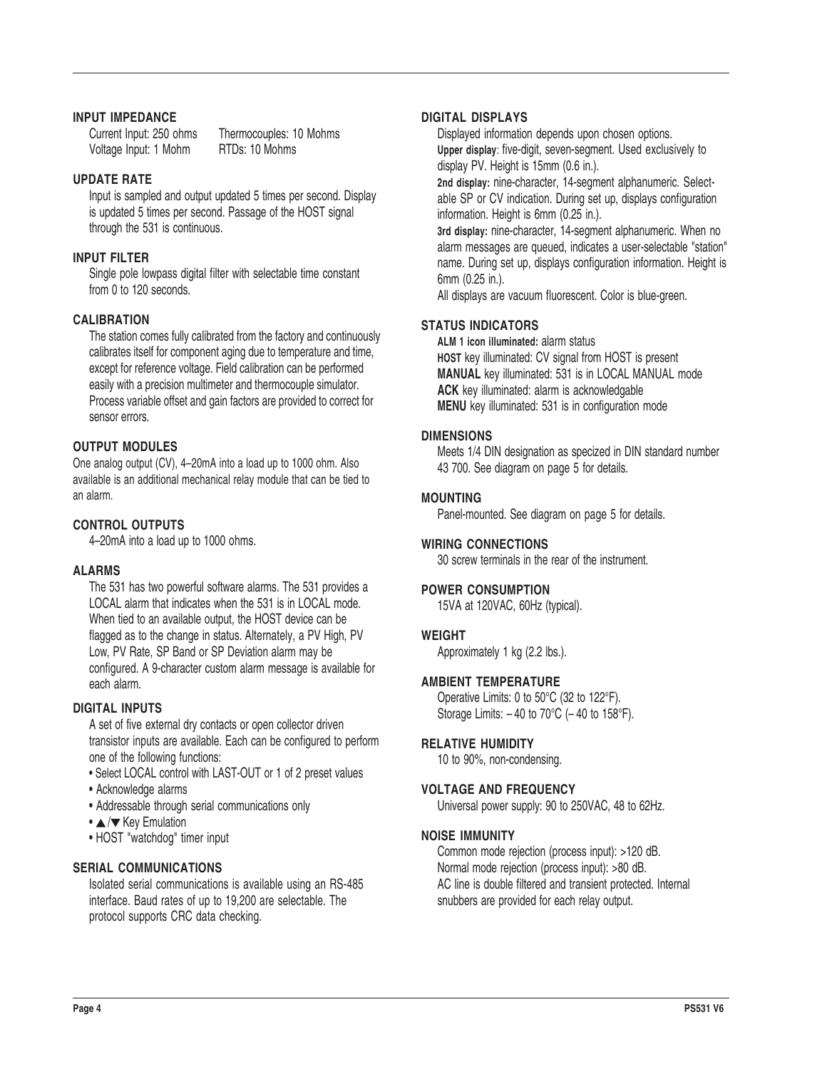## INPUT IMPEDANCE

Current Input: 250 ohms
Voltage Input: 1 Mohm
Thermocouples: 10 Mohms
RTDs: 10 Mohms

## UPDATE RATE

Input is sampled and output updated 5 times per second. Display is updated 5 times per second. Passage of the HOST signal through the 531 is continuous.

## INPUT FILTER

Single pole lowpass digital filter with selectable time constant from 0 to 120 seconds.

## CALIBRATION

The station comes fully calibrated from the factory and continuously calibrates itself for component aging due to temperature and time, except for reference voltage. Field calibration can be performed easily with a precision multimeter and thermocouple simulator. Process variable offset and gain factors are provided to correct for sensor errors.

## OUTPUT MODULES

One analog output (CV), 4–20mA into a load up to 1000 ohm. Also available is an additional mechanical relay module that can be tied to an alarm.

## CONTROL OUTPUTS

4–20mA into a load up to 1000 ohms.

## ALARMS

The 531 has two powerful software alarms. The 531 provides a LOCAL alarm that indicates when the 531 is in LOCAL mode. When tied to an available output, the HOST device can be flagged as to the change in status. Alternately, a PV High, PV Low, PV Rate, SP Band or SP Deviation alarm may be configured. A 9-character custom alarm message is available for each alarm.

## DIGITAL INPUTS

A set of five external dry contacts or open collector driven transistor inputs are available. Each can be configured to perform one of the following functions:

- Select LOCAL control with LAST-OUT or 1 of 2 preset values
- Acknowledge alarms
- Addressable through serial communications only
- ▲/▼ Key Emulation
- HOST "watchdog" timer input

## SERIAL COMMUNICATIONS

Isolated serial communications is available using an RS-485 interface. Baud rates of up to 19,200 are selectable. The protocol supports CRC data checking.

## DIGITAL DISPLAYS

Displayed information depends upon chosen options.

**Upper display**: five-digit, seven-segment. Used exclusively to display PV. Height is 15mm (0.6 in.).

**2nd display:** nine-character, 14-segment alphanumeric. Selectable SP or CV indication. During set up, displays configuration information. Height is 6mm (0.25 in.).

**3rd display:** nine-character, 14-segment alphanumeric. When no alarm messages are queued, indicates a user-selectable "station" name. During set up, displays configuration information. Height is 6mm (0.25 in.).

All displays are vacuum fluorescent. Color is blue-green.

## STATUS INDICATORS

**ALM 1 icon illuminated:** alarm status
**HOST** key illuminated: CV signal from HOST is present
**MANUAL** key illuminated: 531 is in LOCAL MANUAL mode
**ACK** key illuminated: alarm is acknowledgable
**MENU** key illuminated: 531 is in configuration mode

## DIMENSIONS

Meets 1/4 DIN designation as specized in DIN standard number 43 700. See diagram on page 5 for details.

## MOUNTING

Panel-mounted. See diagram on page 5 for details.

## WIRING CONNECTIONS

30 screw terminals in the rear of the instrument.

## POWER CONSUMPTION

15VA at 120VAC, 60Hz (typical).

## WEIGHT

Approximately 1 kg (2.2 lbs.).

## AMBIENT TEMPERATURE

Operative Limits: 0 to 50°C (32 to 122°F).
Storage Limits: – 40 to 70°C (– 40 to 158°F).

## RELATIVE HUMIDITY

10 to 90%, non-condensing.

## VOLTAGE AND FREQUENCY

Universal power supply: 90 to 250VAC, 48 to 62Hz.

## NOISE IMMUNITY

Common mode rejection (process input): >120 dB.
Normal mode rejection (process input): >80 dB.
AC line is double filtered and transient protected. Internal snubbers are provided for each relay output.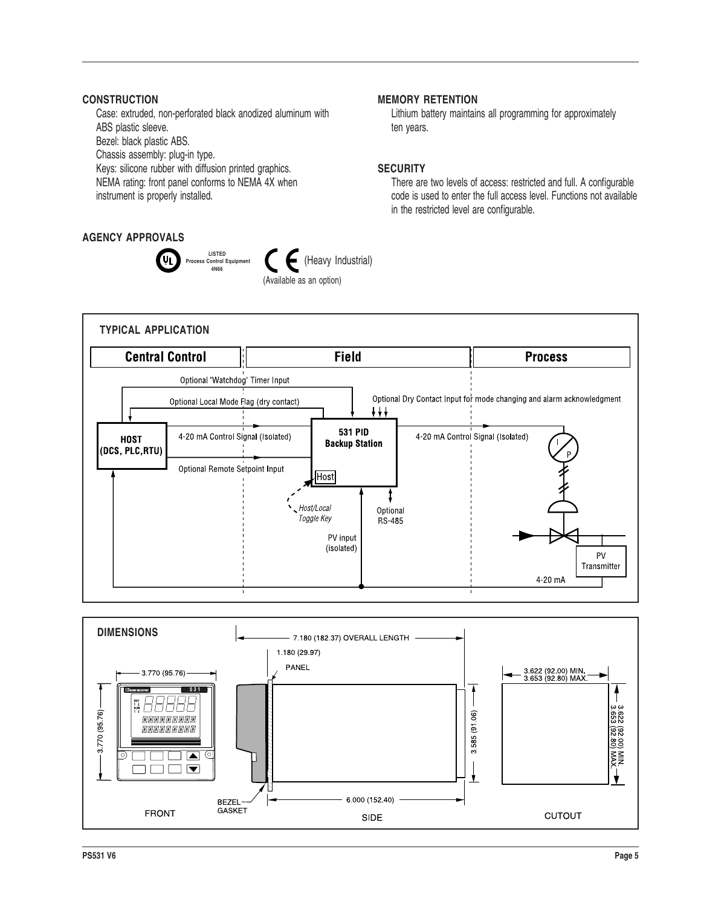## CONSTRUCTION

Case: extruded, non-perforated black anodized aluminum with ABS plastic sleeve.
Bezel: black plastic ABS.
Chassis assembly: plug-in type.
Keys: silicone rubber with diffusion printed graphics.
NEMA rating: front panel conforms to NEMA 4X when instrument is properly installed.

## MEMORY RETENTION

Lithium battery maintains all programming for approximately ten years.

## SECURITY

There are two levels of access: restricted and full. A configurable code is used to enter the full access level. Functions not available in the restricted level are configurable.

## AGENCY APPROVALS

UL LISTED Process Control Equipment 4N66

CE (Heavy Industrial)
(Available as an option)

## TYPICAL APPLICATION

Central Control | Field | Process

- Optional "Watchdog" Timer Input
- Optional Local Mode Flag (dry contact)
- Optional Dry Contact Input for mode changing and alarm acknowledgment
- HOST (DCS, PLC,RTU)
- 4-20 mA Control Signal (Isolated)
- 531 PID Backup Station
- Optional Remote Setpoint Input
- Host
- *Host/Local Toggle Key*
- Optional RS-485
- PV input (isolated)
- I/P
- PV Transmitter
- 4-20 mA

## DIMENSIONS

- FRONT: 3.770 (95.76) × 3.770 (95.76)
- SIDE: 7.180 (182.37) OVERALL LENGTH; 1.180 (29.97); PANEL; 3.585 (91.06); 6.000 (152.40); BEZEL GASKET
- CUTOUT: 3.622 (92.00) MIN. 3.653 (92.80) MAX. × 3.622 (92.00) MIN. 3.653 (92.80) MAX.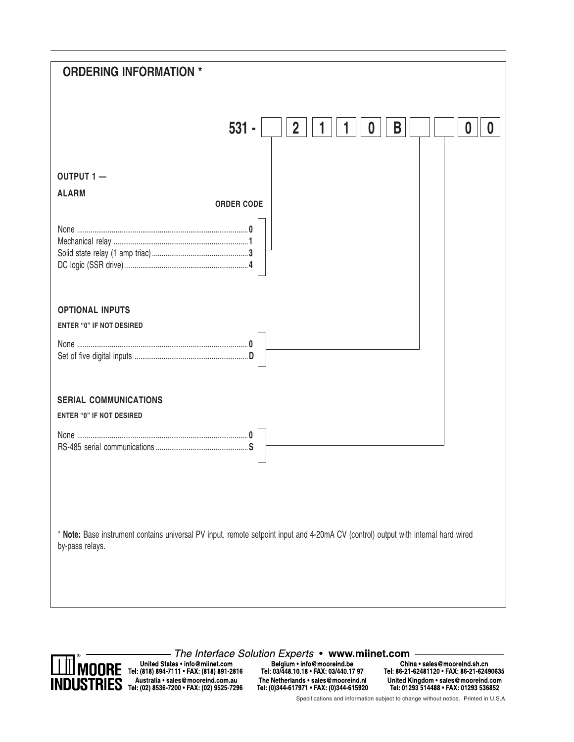## ORDERING INFORMATION *

531 - [ ] [2] [1] [1] [0] [B] [ ] [ ] [0] [0]

**OUTPUT 1 —**

**ALARM**

| | **ORDER CODE** |
|---|---|
| None | 0 |
| Mechanical relay | 1 |
| Solid state relay (1 amp triac) | 3 |
| DC logic (SSR drive) | 4 |

**OPTIONAL INPUTS**

**ENTER "0" IF NOT DESIRED**

| | |
|---|---|
| None | 0 |
| Set of five digital inputs | D |

**SERIAL COMMUNICATIONS**

**ENTER "0" IF NOT DESIRED**

| | |
|---|---|
| None | 0 |
| RS-485 serial communications | S |

* **Note:** Base instrument contains universal PV input, remote setpoint input and 4-20mA CV (control) output with internal hard wired by-pass relays.

*The Interface Solution Experts* • **www.miinet.com**

**MOORE INDUSTRIES**

United States • info@miinet.com
Tel: (818) 894-7111 • FAX: (818) 891-2816

Australia • sales@mooreind.com.au
Tel: (02) 8536-7200 • FAX: (02) 9525-7296

Belgium • info@mooreind.be
Tel: 03/448.10.18 • FAX: 03/440.17.97

The Netherlands • sales@mooreind.nl
Tel: (0)344-617971 • FAX: (0)344-615920

China • sales@mooreind.sh.cn
Tel: 86-21-62481120 • FAX: 86-21-62490635

United Kingdom • sales@mooreind.com
Tel: 01293 514488 • FAX: 01293 536852

Specifications and information subject to change without notice. Printed in U.S.A.